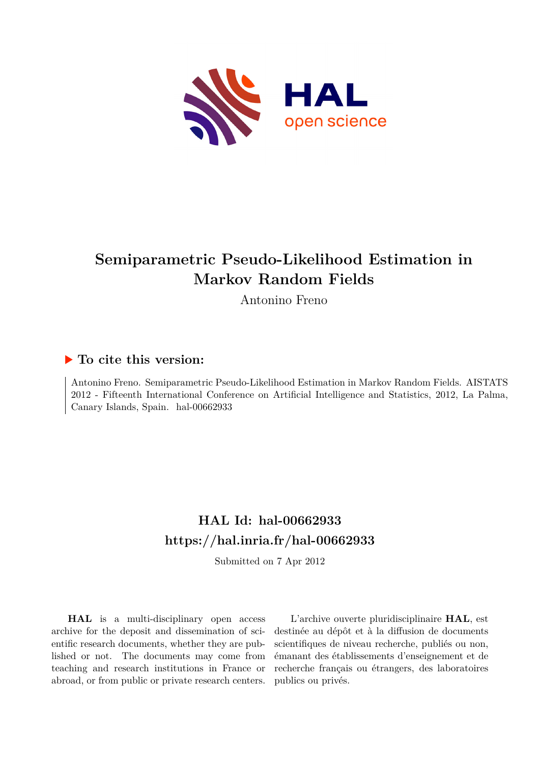# Semiparametric Pseudo-Likelihood Estimation in Markov Random Fields

Antonino Freno

## ▶ To cite this version:

Antonino Freno. Semiparametric Pseudo-Likelihood Estimation in Markov Random Fields. AISTATS 2012 - Fifteenth International Conference on Artificial Intelligence and Statistics, 2012, La Palma, Canary Islands, Spain. hal-00662933

## HAL Id: hal-00662933
## https://hal.inria.fr/hal-00662933

Submitted on 7 Apr 2012

**HAL** is a multi-disciplinary open access archive for the deposit and dissemination of scientific research documents, whether they are published or not. The documents may come from teaching and research institutions in France or abroad, or from public or private research centers.

L'archive ouverte pluridisciplinaire **HAL**, est destinée au dépôt et à la diffusion de documents scientifiques de niveau recherche, publiés ou non, émanant des établissements d'enseignement et de recherche français ou étrangers, des laboratoires publics ou privés.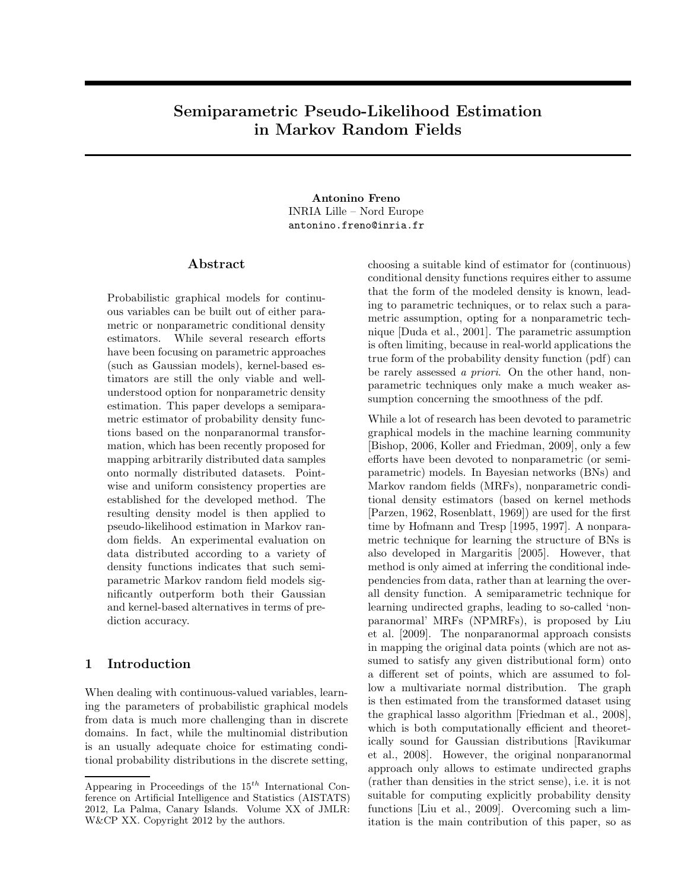# Semiparametric Pseudo-Likelihood Estimation in Markov Random Fields

**Antonino Freno**
INRIA Lille – Nord Europe
antonino.freno@inria.fr

## Abstract

Probabilistic graphical models for continuous variables can be built out of either parametric or nonparametric conditional density estimators. While several research efforts have been focusing on parametric approaches (such as Gaussian models), kernel-based estimators are still the only viable and well-understood option for nonparametric density estimation. This paper develops a semiparametric estimator of probability density functions based on the nonparanormal transformation, which has been recently proposed for mapping arbitrarily distributed data samples onto normally distributed datasets. Pointwise and uniform consistency properties are established for the developed method. The resulting density model is then applied to pseudo-likelihood estimation in Markov random fields. An experimental evaluation on data distributed according to a variety of density functions indicates that such semiparametric Markov random field models significantly outperform both their Gaussian and kernel-based alternatives in terms of prediction accuracy.

## 1 Introduction

When dealing with continuous-valued variables, learning the parameters of probabilistic graphical models from data is much more challenging than in discrete domains. In fact, while the multinomial distribution is an usually adequate choice for estimating conditional probability distributions in the discrete setting, choosing a suitable kind of estimator for (continuous) conditional density functions requires either to assume that the form of the modeled density is known, leading to parametric techniques, or to relax such a parametric assumption, opting for a nonparametric technique [Duda et al., 2001]. The parametric assumption is often limiting, because in real-world applications the true form of the probability density function (pdf) can be rarely assessed *a priori*. On the other hand, nonparametric techniques only make a much weaker assumption concerning the smoothness of the pdf.

While a lot of research has been devoted to parametric graphical models in the machine learning community [Bishop, 2006, Koller and Friedman, 2009], only a few efforts have been devoted to nonparametric (or semiparametric) models. In Bayesian networks (BNs) and Markov random fields (MRFs), nonparametric conditional density estimators (based on kernel methods [Parzen, 1962, Rosenblatt, 1969]) are used for the first time by Hofmann and Tresp [1995, 1997]. A nonparametric technique for learning the structure of BNs is also developed in Margaritis [2005]. However, that method is only aimed at inferring the conditional independencies from data, rather than at learning the overall density function. A semiparametric technique for learning undirected graphs, leading to so-called 'nonparanormal' MRFs (NPMRFs), is proposed by Liu et al. [2009]. The nonparanormal approach consists in mapping the original data points (which are not assumed to satisfy any given distributional form) onto a different set of points, which are assumed to follow a multivariate normal distribution. The graph is then estimated from the transformed dataset using the graphical lasso algorithm [Friedman et al., 2008], which is both computationally efficient and theoretically sound for Gaussian distributions [Ravikumar et al., 2008]. However, the original nonparanormal approach only allows to estimate undirected graphs (rather than densities in the strict sense), i.e. it is not suitable for computing explicitly probability density functions [Liu et al., 2009]. Overcoming such a limitation is the main contribution of this paper, so as

Appearing in Proceedings of the $15^{th}$ International Conference on Artificial Intelligence and Statistics (AISTATS) 2012, La Palma, Canary Islands. Volume XX of JMLR: W&CP XX. Copyright 2012 by the authors.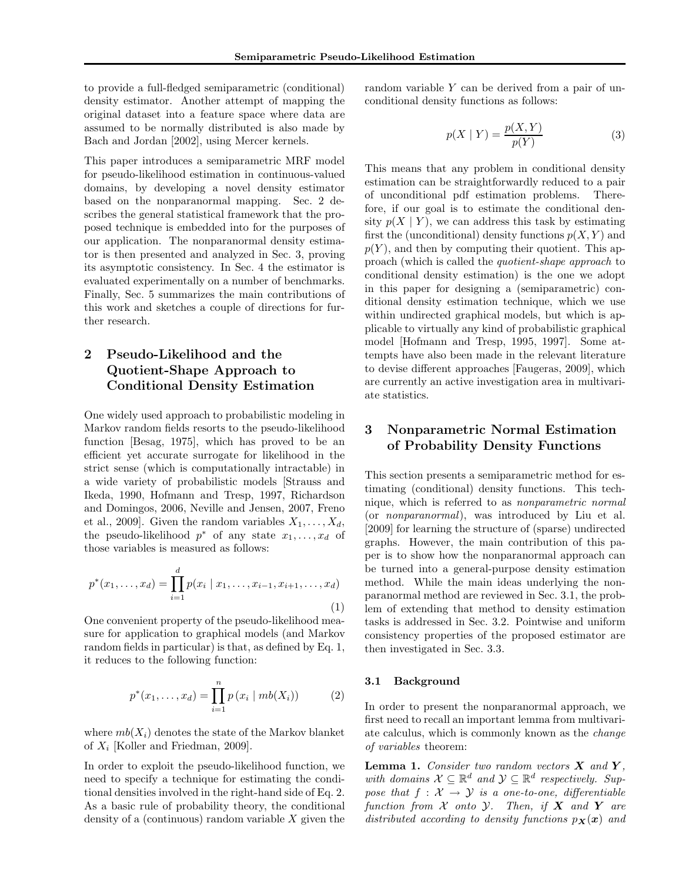to provide a full-fledged semiparametric (conditional) density estimator. Another attempt of mapping the original dataset into a feature space where data are assumed to be normally distributed is also made by Bach and Jordan [2002], using Mercer kernels.

This paper introduces a semiparametric MRF model for pseudo-likelihood estimation in continuous-valued domains, by developing a novel density estimator based on the nonparanormal mapping. Sec. 2 describes the general statistical framework that the proposed technique is embedded into for the purposes of our application. The nonparanormal density estimator is then presented and analyzed in Sec. 3, proving its asymptotic consistency. In Sec. 4 the estimator is evaluated experimentally on a number of benchmarks. Finally, Sec. 5 summarizes the main contributions of this work and sketches a couple of directions for further research.

## 2 Pseudo-Likelihood and the Quotient-Shape Approach to Conditional Density Estimation

One widely used approach to probabilistic modeling in Markov random fields resorts to the pseudo-likelihood function [Besag, 1975], which has proved to be an efficient yet accurate surrogate for likelihood in the strict sense (which is computationally intractable) in a wide variety of probabilistic models [Strauss and Ikeda, 1990, Hofmann and Tresp, 1997, Richardson and Domingos, 2006, Neville and Jensen, 2007, Freno et al., 2009]. Given the random variables $X_1, \ldots, X_d$, the pseudo-likelihood $p^*$ of any state $x_1, \ldots, x_d$ of those variables is measured as follows:

$$p^*(x_1, \ldots, x_d) = \prod_{i=1}^{d} p(x_i \mid x_1, \ldots, x_{i-1}, x_{i+1}, \ldots, x_d) \tag{1}$$

One convenient property of the pseudo-likelihood measure for application to graphical models (and Markov random fields in particular) is that, as defined by Eq. 1, it reduces to the following function:

$$p^*(x_1, \ldots, x_d) = \prod_{i=1}^{n} p\left(x_i \mid mb(X_i)\right) \tag{2}$$

where $mb(X_i)$ denotes the state of the Markov blanket of $X_i$ [Koller and Friedman, 2009].

In order to exploit the pseudo-likelihood function, we need to specify a technique for estimating the conditional densities involved in the right-hand side of Eq. 2. As a basic rule of probability theory, the conditional density of a (continuous) random variable $X$ given the random variable $Y$ can be derived from a pair of unconditional density functions as follows:

$$p(X \mid Y) = \frac{p(X, Y)}{p(Y)} \tag{3}$$

This means that any problem in conditional density estimation can be straightforwardly reduced to a pair of unconditional pdf estimation problems. Therefore, if our goal is to estimate the conditional density $p(X \mid Y)$, we can address this task by estimating first the (unconditional) density functions $p(X, Y)$ and $p(Y)$, and then by computing their quotient. This approach (which is called the *quotient-shape approach* to conditional density estimation) is the one we adopt in this paper for designing a (semiparametric) conditional density estimation technique, which we use within undirected graphical models, but which is applicable to virtually any kind of probabilistic graphical model [Hofmann and Tresp, 1995, 1997]. Some attempts have also been made in the relevant literature to devise different approaches [Faugeras, 2009], which are currently an active investigation area in multivariate statistics.

## 3 Nonparametric Normal Estimation of Probability Density Functions

This section presents a semiparametric method for estimating (conditional) density functions. This technique, which is referred to as *nonparametric normal* (or *nonparanormal*), was introduced by Liu et al. [2009] for learning the structure of (sparse) undirected graphs. However, the main contribution of this paper is to show how the nonparanormal approach can be turned into a general-purpose density estimation method. While the main ideas underlying the nonparanormal method are reviewed in Sec. 3.1, the problem of extending that method to density estimation tasks is addressed in Sec. 3.2. Pointwise and uniform consistency properties of the proposed estimator are then investigated in Sec. 3.3.

### 3.1 Background

In order to present the nonparanormal approach, we first need to recall an important lemma from multivariate calculus, which is commonly known as the *change of variables* theorem:

**Lemma 1.** *Consider two random vectors $\boldsymbol{X}$ and $\boldsymbol{Y}$, with domains $\mathcal{X} \subseteq \mathbb{R}^d$ and $\mathcal{Y} \subseteq \mathbb{R}^d$ respectively. Suppose that $f : \mathcal{X} \to \mathcal{Y}$ is a one-to-one, differentiable function from $\mathcal{X}$ onto $\mathcal{Y}$. Then, if $\boldsymbol{X}$ and $\boldsymbol{Y}$ are distributed according to density functions $p_{\boldsymbol{X}}(\boldsymbol{x})$ and*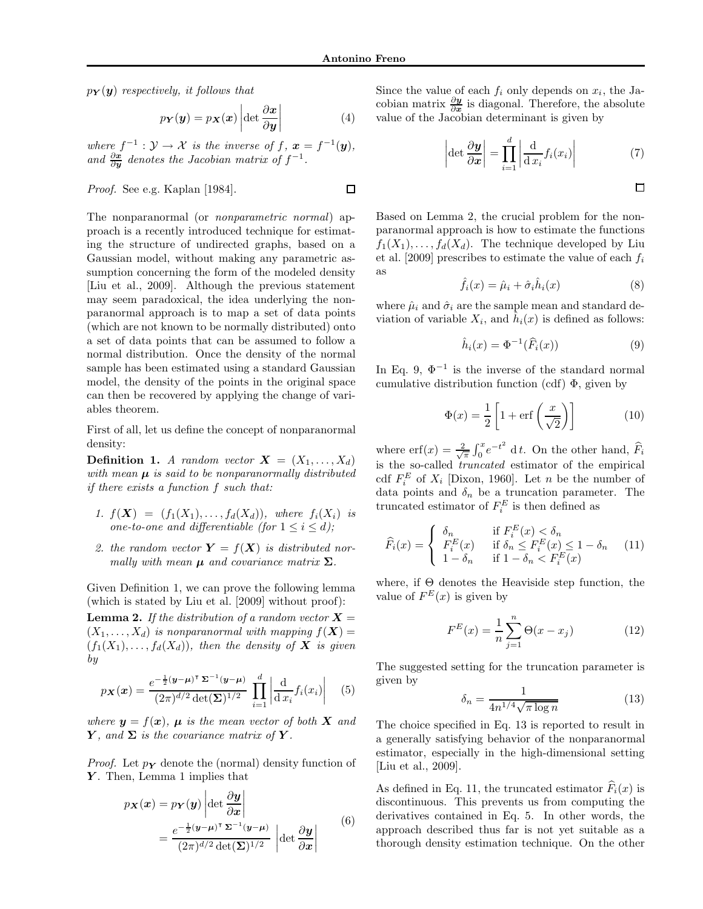$p_{\boldsymbol{Y}}(\boldsymbol{y})$ *respectively, it follows that*

$$p_{\boldsymbol{Y}}(\boldsymbol{y}) = p_{\boldsymbol{X}}(\boldsymbol{x}) \left| \det \frac{\partial \boldsymbol{x}}{\partial \boldsymbol{y}} \right| \tag{4}$$

*where* $f^{-1} : \mathcal{Y} \rightarrow \mathcal{X}$ *is the inverse of* $f$, $\boldsymbol{x} = f^{-1}(\boldsymbol{y})$, *and* $\frac{\partial \boldsymbol{x}}{\partial \boldsymbol{y}}$ *denotes the Jacobian matrix of* $f^{-1}$.

*Proof.* See e.g. Kaplan [1984]. □

The nonparanormal (or *nonparametric normal*) approach is a recently introduced technique for estimating the structure of undirected graphs, based on a Gaussian model, without making any parametric assumption concerning the form of the modeled density [Liu et al., 2009]. Although the previous statement may seem paradoxical, the idea underlying the nonparanormal approach is to map a set of data points (which are not known to be normally distributed) onto a set of data points that can be assumed to follow a normal distribution. Once the density of the normal sample has been estimated using a standard Gaussian model, the density of the points in the original space can then be recovered by applying the change of variables theorem.

First of all, let us define the concept of nonparanormal density:

**Definition 1.** *A random vector* $\boldsymbol{X} = (X_1, \ldots, X_d)$ *with mean* $\boldsymbol{\mu}$ *is said to be nonparanormally distributed if there exists a function* $f$ *such that:*

1. $f(\boldsymbol{X}) = (f_1(X_1), \ldots, f_d(X_d))$, *where* $f_i(X_i)$ *is one-to-one and differentiable (for* $1 \leq i \leq d$*);*
2. *the random vector* $\boldsymbol{Y} = f(\boldsymbol{X})$ *is distributed normally with mean* $\boldsymbol{\mu}$ *and covariance matrix* $\boldsymbol{\Sigma}$.

Given Definition 1, we can prove the following lemma (which is stated by Liu et al. [2009] without proof):

**Lemma 2.** *If the distribution of a random vector* $\boldsymbol{X} = (X_1, \ldots, X_d)$ *is nonparanormal with mapping* $f(\boldsymbol{X}) = (f_1(X_1), \ldots, f_d(X_d))$, *then the density of* $\boldsymbol{X}$ *is given by*

$$p_{\boldsymbol{X}}(\boldsymbol{x}) = \frac{e^{-\frac{1}{2}(\boldsymbol{y}-\boldsymbol{\mu})^\intercal \boldsymbol{\Sigma}^{-1}(\boldsymbol{y}-\boldsymbol{\mu})}}{(2\pi)^{d/2}\det(\boldsymbol{\Sigma})^{1/2}} \prod_{i=1}^{d} \left| \frac{\mathrm{d}}{\mathrm{d}\, x_i} f_i(x_i) \right| \tag{5}$$

*where* $\boldsymbol{y} = f(\boldsymbol{x})$, $\boldsymbol{\mu}$ *is the mean vector of both* $\boldsymbol{X}$ *and* $\boldsymbol{Y}$, *and* $\boldsymbol{\Sigma}$ *is the covariance matrix of* $\boldsymbol{Y}$.

*Proof.* Let $p_{\boldsymbol{Y}}$ denote the (normal) density function of $\boldsymbol{Y}$. Then, Lemma 1 implies that

$$\begin{aligned} p_{\boldsymbol{X}}(\boldsymbol{x}) &= p_{\boldsymbol{Y}}(\boldsymbol{y}) \left| \det \frac{\partial \boldsymbol{y}}{\partial \boldsymbol{x}} \right| \\ &= \frac{e^{-\frac{1}{2}(\boldsymbol{y}-\boldsymbol{\mu})^\intercal \boldsymbol{\Sigma}^{-1}(\boldsymbol{y}-\boldsymbol{\mu})}}{(2\pi)^{d/2}\det(\boldsymbol{\Sigma})^{1/2}} \left| \det \frac{\partial \boldsymbol{y}}{\partial \boldsymbol{x}} \right| \end{aligned} \tag{6}$$

Since the value of each $f_i$ only depends on $x_i$, the Jacobian matrix $\frac{\partial \boldsymbol{y}}{\partial \boldsymbol{x}}$ is diagonal. Therefore, the absolute value of the Jacobian determinant is given by

$$\left| \det \frac{\partial \boldsymbol{y}}{\partial \boldsymbol{x}} \right| = \prod_{i=1}^{d} \left| \frac{\mathrm{d}}{\mathrm{d}\, x_i} f_i(x_i) \right| \tag{7}$$

□

Based on Lemma 2, the crucial problem for the nonparanormal approach is how to estimate the functions $f_1(X_1), \ldots, f_d(X_d)$. The technique developed by Liu et al. [2009] prescribes to estimate the value of each $f_i$ as

$$\hat{f}_i(x) = \hat{\mu}_i + \hat{\sigma}_i \hat{h}_i(x) \tag{8}$$

where $\hat{\mu}_i$ and $\hat{\sigma}_i$ are the sample mean and standard deviation of variable $X_i$, and $\hat{h}_i(x)$ is defined as follows:

$$\hat{h}_i(x) = \Phi^{-1}(\widehat{F}_i(x)) \tag{9}$$

In Eq. 9, $\Phi^{-1}$ is the inverse of the standard normal cumulative distribution function (cdf) $\Phi$, given by

$$\Phi(x) = \frac{1}{2}\left[1 + \mathrm{erf}\left(\frac{x}{\sqrt{2}}\right)\right] \tag{10}$$

where $\mathrm{erf}(x) = \frac{2}{\sqrt{\pi}} \int_0^x e^{-t^2} \,\mathrm{d}\, t$. On the other hand, $\widehat{F}_i$ is the so-called *truncated* estimator of the empirical cdf $F_i^E$ of $X_i$ [Dixon, 1960]. Let $n$ be the number of data points and $\delta_n$ be a truncation parameter. The truncated estimator of $F_i^E$ is then defined as

$$\widehat{F}_i(x) = \begin{cases} \delta_n & \text{if } F_i^E(x) < \delta_n \\ F_i^E(x) & \text{if } \delta_n \leq F_i^E(x) \leq 1 - \delta_n \\ 1 - \delta_n & \text{if } 1 - \delta_n < F_i^E(x) \end{cases} \tag{11}$$

where, if $\Theta$ denotes the Heaviside step function, the value of $F^E(x)$ is given by

$$F^E(x) = \frac{1}{n} \sum_{j=1}^{n} \Theta(x - x_j) \tag{12}$$

The suggested setting for the truncation parameter is given by

$$\delta_n = \frac{1}{4n^{1/4}\sqrt{\pi \log n}} \tag{13}$$

The choice specified in Eq. 13 is reported to result in a generally satisfying behavior of the nonparanormal estimator, especially in the high-dimensional setting [Liu et al., 2009].

As defined in Eq. 11, the truncated estimator $\widehat{F}_i(x)$ is discontinuous. This prevents us from computing the derivatives contained in Eq. 5. In other words, the approach described thus far is not yet suitable as a thorough density estimation technique. On the other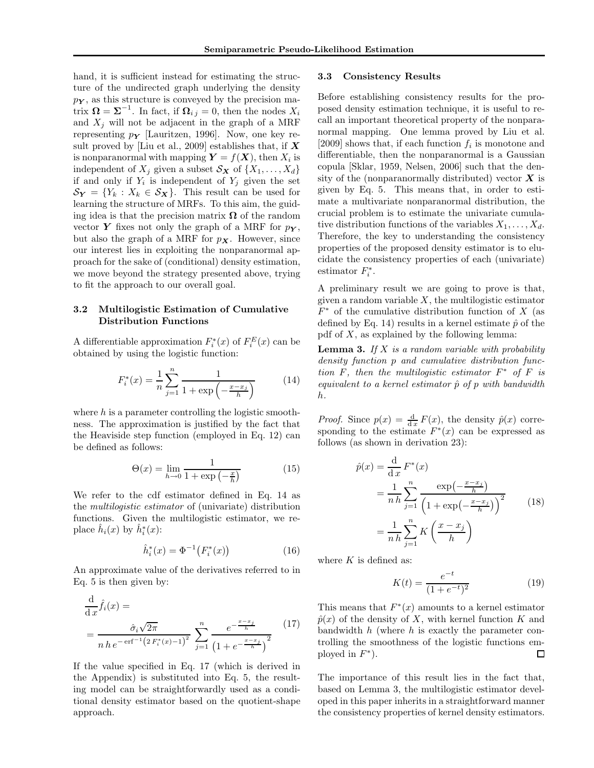hand, it is sufficient instead for estimating the structure of the undirected graph underlying the density $p_{\boldsymbol{Y}}$, as this structure is conveyed by the precision matrix $\boldsymbol{\Omega} = \boldsymbol{\Sigma}^{-1}$. In fact, if $\boldsymbol{\Omega}_{i\,j} = 0$, then the nodes $X_i$ and $X_j$ will not be adjacent in the graph of a MRF representing $p_{\boldsymbol{Y}}$ [Lauritzen, 1996]. Now, one key result proved by [Liu et al., 2009] establishes that, if $\boldsymbol{X}$ is nonparanormal with mapping $\boldsymbol{Y} = f(\boldsymbol{X})$, then $X_i$ is independent of $X_j$ given a subset $\mathcal{S}_{\boldsymbol{X}}$ of $\{X_1, \ldots, X_d\}$ if and only if $Y_i$ is independent of $Y_j$ given the set $\mathcal{S}_{\boldsymbol{Y}} = \{Y_k : X_k \in \mathcal{S}_{\boldsymbol{X}}\}$. This result can be used for learning the structure of MRFs. To this aim, the guiding idea is that the precision matrix $\boldsymbol{\Omega}$ of the random vector $\boldsymbol{Y}$ fixes not only the graph of a MRF for $p_{\boldsymbol{Y}}$, but also the graph of a MRF for $p_{\boldsymbol{X}}$. However, since our interest lies in exploiting the nonparanormal approach for the sake of (conditional) density estimation, we move beyond the strategy presented above, trying to fit the approach to our overall goal.

### 3.2 Multilogistic Estimation of Cumulative Distribution Functions

A differentiable approximation $F_i^*(x)$ of $F_i^E(x)$ can be obtained by using the logistic function:

$$F_i^*(x) = \frac{1}{n} \sum_{j=1}^{n} \frac{1}{1 + \exp\left(-\frac{x - x_j}{h}\right)} \tag{14}$$

where $h$ is a parameter controlling the logistic smoothness. The approximation is justified by the fact that the Heaviside step function (employed in Eq. 12) can be defined as follows:

$$\Theta(x) = \lim_{h \to 0} \frac{1}{1 + \exp\left(-\frac{x}{h}\right)} \tag{15}$$

We refer to the cdf estimator defined in Eq. 14 as the *multilogistic estimator* of (univariate) distribution functions. Given the multilogistic estimator, we replace $\hat{h}_i(x)$ by $\hat{h}_i^*(x)$:

$$\hat{h}_i^*(x) = \Phi^{-1}\big(F_i^*(x)\big) \tag{16}$$

An approximate value of the derivatives referred to in Eq. 5 is then given by:

$$\frac{\mathrm{d}}{\mathrm{d}\,x}\hat{f}_i(x) = = \frac{\hat{\sigma}_i\sqrt{2\pi}}{n\,h\,e^{-\operatorname{erf}^{-1}\left(2\,F_i^*(x)-1\right)^2}} \sum_{j=1}^{n} \frac{e^{-\frac{x-x_j}{h}}}{\left(1+e^{-\frac{x-x_j}{h}}\right)^2} \tag{17}$$

If the value specified in Eq. 17 (which is derived in the Appendix) is substituted into Eq. 5, the resulting model can be straightforwardly used as a conditional density estimator based on the quotient-shape approach.

### 3.3 Consistency Results

Before establishing consistency results for the proposed density estimation technique, it is useful to recall an important theoretical property of the nonparanormal mapping. One lemma proved by Liu et al. [2009] shows that, if each function $f_i$ is monotone and differentiable, then the nonparanormal is a Gaussian copula [Sklar, 1959, Nelsen, 2006] such that the density of the (nonparanormally distributed) vector $\boldsymbol{X}$ is given by Eq. 5. This means that, in order to estimate a multivariate nonparanormal distribution, the crucial problem is to estimate the univariate cumulative distribution functions of the variables $X_1, \ldots, X_d$. Therefore, the key to understanding the consistency properties of the proposed density estimator is to elucidate the consistency properties of each (univariate) estimator $F_i^*$.

A preliminary result we are going to prove is that, given a random variable $X$, the multilogistic estimator $F^*$ of the cumulative distribution function of $X$ (as defined by Eq. 14) results in a kernel estimate $\hat{p}$ of the pdf of $X$, as explained by the following lemma:

**Lemma 3.** *If $X$ is a random variable with probability density function $p$ and cumulative distribution function $F$, then the multilogistic estimator $F^*$ of $F$ is equivalent to a kernel estimator $\hat{p}$ of $p$ with bandwidth $h$.*

*Proof.* Since $p(x) = \frac{\mathrm{d}}{\mathrm{d}\,x} F(x)$, the density $\hat{p}(x)$ corresponding to the estimate $F^*(x)$ can be expressed as follows (as shown in derivation 23):

$$\begin{aligned}
\hat{p}(x) &= \frac{\mathrm{d}}{\mathrm{d}\,x} F^*(x) \\
&= \frac{1}{n\,h} \sum_{j=1}^{n} \frac{\exp\left(-\frac{x-x_j}{h}\right)}{\left(1+\exp\left(-\frac{x-x_j}{h}\right)\right)^2} \\
&= \frac{1}{n\,h} \sum_{j=1}^{n} K\left(\frac{x - x_j}{h}\right)
\end{aligned} \tag{18}$$

where $K$ is defined as:

$$K(t) = \frac{e^{-t}}{(1+e^{-t})^2} \tag{19}$$

This means that $F^*(x)$ amounts to a kernel estimator $\hat{p}(x)$ of the density of $X$, with kernel function $K$ and bandwidth $h$ (where $h$ is exactly the parameter controlling the smoothness of the logistic functions employed in $F^*$). ∎

The importance of this result lies in the fact that, based on Lemma 3, the multilogistic estimator developed in this paper inherits in a straightforward manner the consistency properties of kernel density estimators.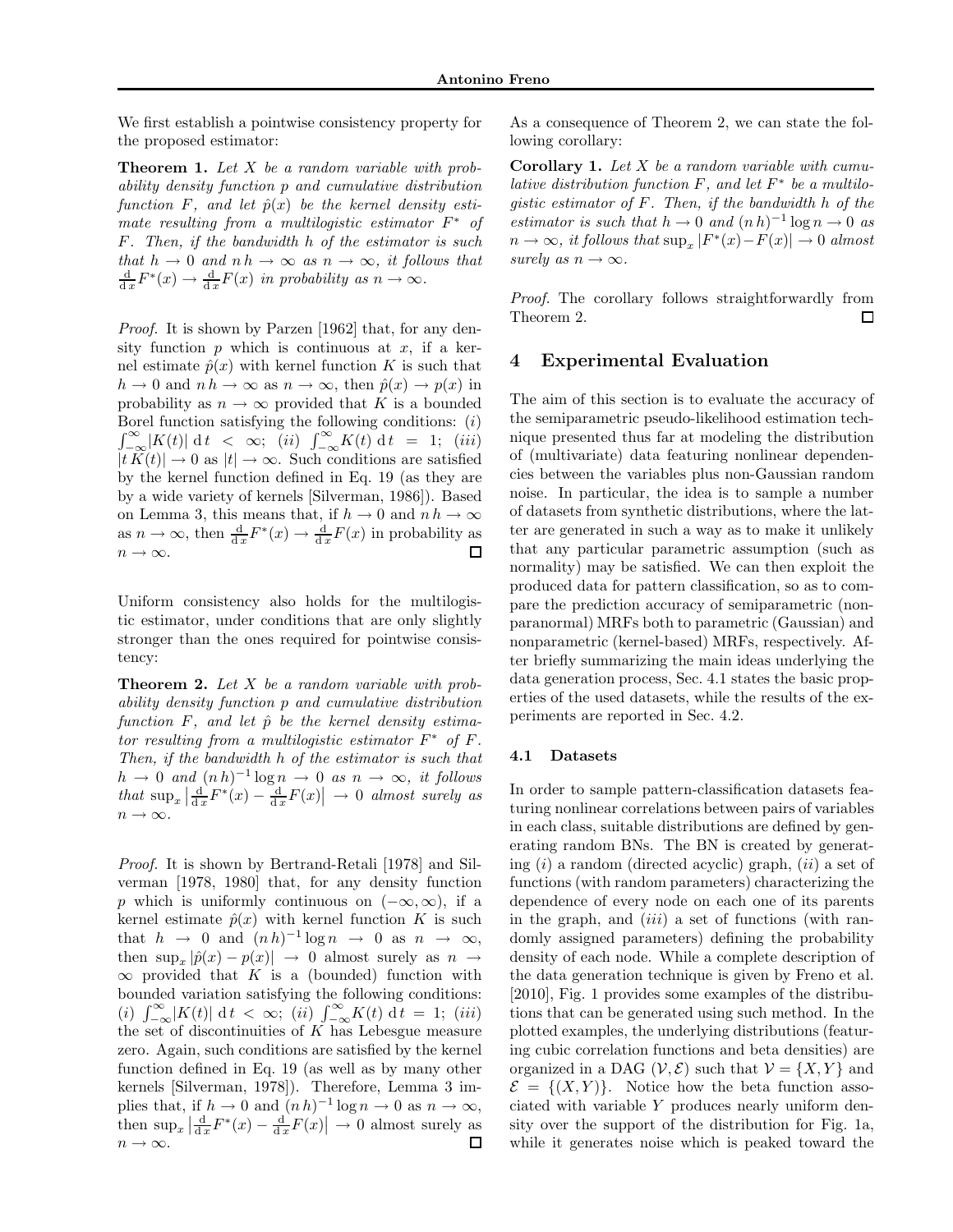We first establish a pointwise consistency property for the proposed estimator:

**Theorem 1.** *Let $X$ be a random variable with probability density function $p$ and cumulative distribution function $F$, and let $\hat{p}(x)$ be the kernel density estimate resulting from a multilogistic estimator $F^*$ of $F$. Then, if the bandwidth $h$ of the estimator is such that $h \to 0$ and $n\,h \to \infty$ as $n \to \infty$, it follows that $\frac{\mathrm{d}}{\mathrm{d}\,x} F^*(x) \to \frac{\mathrm{d}}{\mathrm{d}\,x} F(x)$ in probability as $n \to \infty$.*

*Proof.* It is shown by Parzen [1962] that, for any density function $p$ which is continuous at $x$, if a kernel estimate $\hat{p}(x)$ with kernel function $K$ is such that $h \to 0$ and $n\,h \to \infty$ as $n \to \infty$, then $\hat{p}(x) \to p(x)$ in probability as $n \to \infty$ provided that $K$ is a bounded Borel function satisfying the following conditions: $(i)$ $\int_{-\infty}^{\infty} |K(t)| \; \mathrm{d}\,t < \infty$; $(ii)$ $\int_{-\infty}^{\infty} K(t) \; \mathrm{d}\,t = 1$; $(iii)$ $|t\,K(t)| \to 0$ as $|t| \to \infty$. Such conditions are satisfied by the kernel function defined in Eq. 19 (as they are by a wide variety of kernels [Silverman, 1986]). Based on Lemma 3, this means that, if $h \to 0$ and $n\,h \to \infty$ as $n \to \infty$, then $\frac{\mathrm{d}}{\mathrm{d}\,x} F^*(x) \to \frac{\mathrm{d}}{\mathrm{d}\,x} F(x)$ in probability as $n \to \infty$. □

Uniform consistency also holds for the multilogistic estimator, under conditions that are only slightly stronger than the ones required for pointwise consistency:

**Theorem 2.** *Let $X$ be a random variable with probability density function $p$ and cumulative distribution function $F$, and let $\hat{p}$ be the kernel density estimator resulting from a multilogistic estimator $F^*$ of $F$. Then, if the bandwidth $h$ of the estimator is such that $h \to 0$ and $(n\,h)^{-1} \log n \to 0$ as $n \to \infty$, it follows that $\sup_x \left| \frac{\mathrm{d}}{\mathrm{d}\,x} F^*(x) - \frac{\mathrm{d}}{\mathrm{d}\,x} F(x) \right| \to 0$ almost surely as $n \to \infty$.*

*Proof.* It is shown by Bertrand-Retali [1978] and Silverman [1978, 1980] that, for any density function $p$ which is uniformly continuous on $(-\infty, \infty)$, if a kernel estimate $\hat{p}(x)$ with kernel function $K$ is such that $h \to 0$ and $(n\,h)^{-1} \log n \to 0$ as $n \to \infty$, then $\sup_x |\hat{p}(x) - p(x)| \to 0$ almost surely as $n \to \infty$ provided that $K$ is a (bounded) function with bounded variation satisfying the following conditions: $(i)$ $\int_{-\infty}^{\infty} |K(t)| \; \mathrm{d}\,t < \infty$; $(ii)$ $\int_{-\infty}^{\infty} K(t) \; \mathrm{d}\,t = 1$; $(iii)$ the set of discontinuities of $K$ has Lebesgue measure zero. Again, such conditions are satisfied by the kernel function defined in Eq. 19 (as well as by many other kernels [Silverman, 1978]). Therefore, Lemma 3 implies that, if $h \to 0$ and $(n\,h)^{-1} \log n \to 0$ as $n \to \infty$, then $\sup_x \left| \frac{\mathrm{d}}{\mathrm{d}\,x} F^*(x) - \frac{\mathrm{d}}{\mathrm{d}\,x} F(x) \right| \to 0$ almost surely as $n \to \infty$. □

As a consequence of Theorem 2, we can state the following corollary:

**Corollary 1.** *Let $X$ be a random variable with cumulative distribution function $F$, and let $F^*$ be a multilogistic estimator of $F$. Then, if the bandwidth $h$ of the estimator is such that $h \to 0$ and $(n\,h)^{-1} \log n \to 0$ as $n \to \infty$, it follows that $\sup_x |F^*(x) - F(x)| \to 0$ almost surely as $n \to \infty$.*

*Proof.* The corollary follows straightforwardly from Theorem 2. □

## 4 Experimental Evaluation

The aim of this section is to evaluate the accuracy of the semiparametric pseudo-likelihood estimation technique presented thus far at modeling the distribution of (multivariate) data featuring nonlinear dependencies between the variables plus non-Gaussian random noise. In particular, the idea is to sample a number of datasets from synthetic distributions, where the latter are generated in such a way as to make it unlikely that any particular parametric assumption (such as normality) may be satisfied. We can then exploit the produced data for pattern classification, so as to compare the prediction accuracy of semiparametric (nonparanormal) MRFs both to parametric (Gaussian) and nonparametric (kernel-based) MRFs, respectively. After briefly summarizing the main ideas underlying the data generation process, Sec. 4.1 states the basic properties of the used datasets, while the results of the experiments are reported in Sec. 4.2.

### 4.1 Datasets

In order to sample pattern-classification datasets featuring nonlinear correlations between pairs of variables in each class, suitable distributions are defined by generating random BNs. The BN is created by generating $(i)$ a random (directed acyclic) graph, $(ii)$ a set of functions (with random parameters) characterizing the dependence of every node on each one of its parents in the graph, and $(iii)$ a set of functions (with randomly assigned parameters) defining the probability density of each node. While a complete description of the data generation technique is given by Freno et al. [2010], Fig. 1 provides some examples of the distributions that can be generated using such method. In the plotted examples, the underlying distributions (featuring cubic correlation functions and beta densities) are organized in a DAG $(\mathcal{V}, \mathcal{E})$ such that $\mathcal{V} = \{X, Y\}$ and $\mathcal{E} = \{(X, Y)\}$. Notice how the beta function associated with variable $Y$ produces nearly uniform density over the support of the distribution for Fig. 1a, while it generates noise which is peaked toward the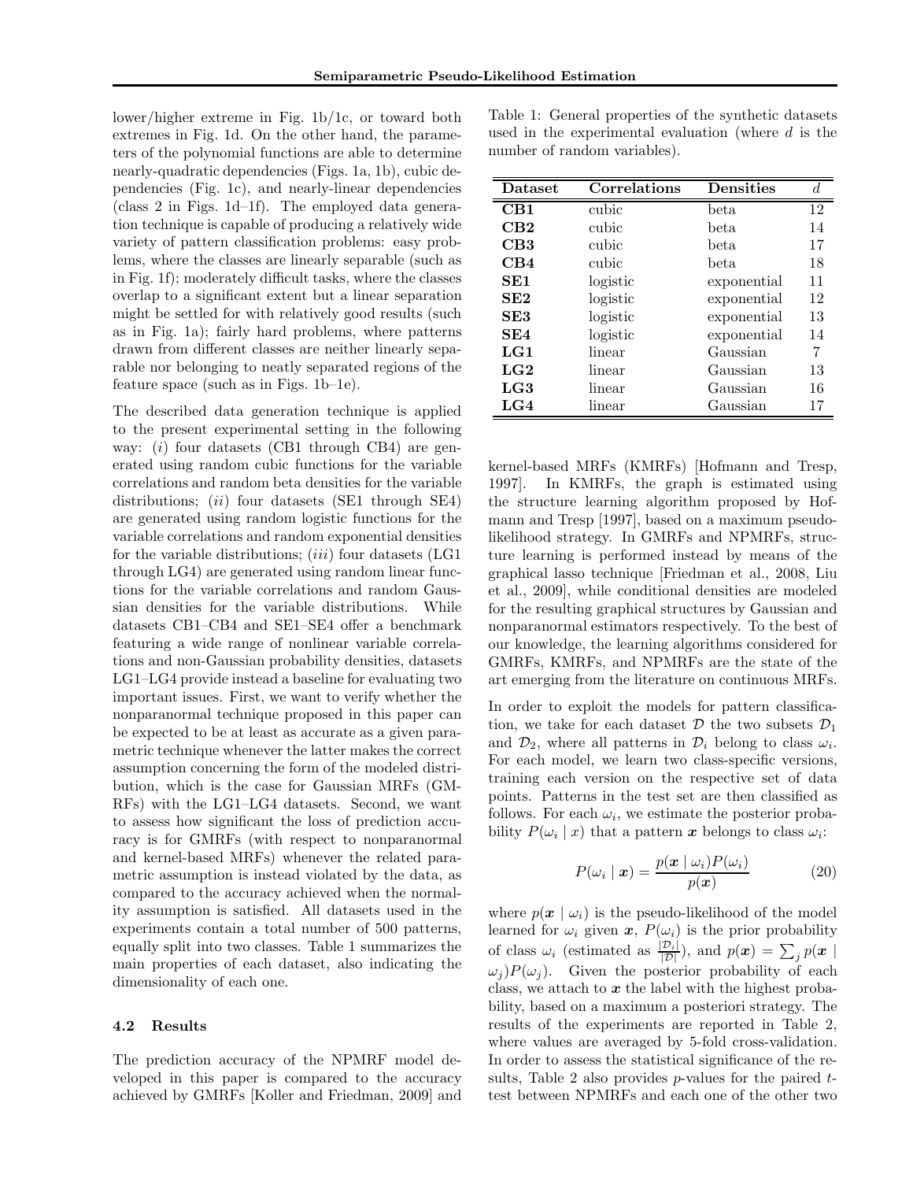lower/higher extreme in Fig. 1b/1c, or toward both extremes in Fig. 1d. On the other hand, the parameters of the polynomial functions are able to determine nearly-quadratic dependencies (Figs. 1a, 1b), cubic dependencies (Fig. 1c), and nearly-linear dependencies (class 2 in Figs. 1d–1f). The employed data generation technique is capable of producing a relatively wide variety of pattern classification problems: easy problems, where the classes are linearly separable (such as in Fig. 1f); moderately difficult tasks, where the classes overlap to a significant extent but a linear separation might be settled for with relatively good results (such as in Fig. 1a); fairly hard problems, where patterns drawn from different classes are neither linearly separable nor belonging to neatly separated regions of the feature space (such as in Figs. 1b–1e).

The described data generation technique is applied to the present experimental setting in the following way: (*i*) four datasets (CB1 through CB4) are generated using random cubic functions for the variable correlations and random beta densities for the variable distributions; (*ii*) four datasets (SE1 through SE4) are generated using random logistic functions for the variable correlations and random exponential densities for the variable distributions; (*iii*) four datasets (LG1 through LG4) are generated using random linear functions for the variable correlations and random Gaussian densities for the variable distributions. While datasets CB1–CB4 and SE1–SE4 offer a benchmark featuring a wide range of nonlinear variable correlations and non-Gaussian probability densities, datasets LG1–LG4 provide instead a baseline for evaluating two important issues. First, we want to verify whether the nonparanormal technique proposed in this paper can be expected to be at least as accurate as a given parametric technique whenever the latter makes the correct assumption concerning the form of the modeled distribution, which is the case for Gaussian MRFs (GMRFs) with the LG1–LG4 datasets. Second, we want to assess how significant the loss of prediction accuracy is for GMRFs (with respect to nonparanormal and kernel-based MRFs) whenever the related parametric assumption is instead violated by the data, as compared to the accuracy achieved when the normality assumption is satisfied. All datasets used in the experiments contain a total number of 500 patterns, equally split into two classes. Table 1 summarizes the main properties of each dataset, also indicating the dimensionality of each one.

Table 1: General properties of the synthetic datasets used in the experimental evaluation (where $d$ is the number of random variables).

| Dataset | Correlations | Densities | $d$ |
|---|---|---|---|
| **CB1** | cubic | beta | 12 |
| **CB2** | cubic | beta | 14 |
| **CB3** | cubic | beta | 17 |
| **CB4** | cubic | beta | 18 |
| **SE1** | logistic | exponential | 11 |
| **SE2** | logistic | exponential | 12 |
| **SE3** | logistic | exponential | 13 |
| **SE4** | logistic | exponential | 14 |
| **LG1** | linear | Gaussian | 7 |
| **LG2** | linear | Gaussian | 13 |
| **LG3** | linear | Gaussian | 16 |
| **LG4** | linear | Gaussian | 17 |

### 4.2 Results

The prediction accuracy of the NPMRF model developed in this paper is compared to the accuracy achieved by GMRFs [Koller and Friedman, 2009] and kernel-based MRFs (KMRFs) [Hofmann and Tresp, 1997]. In KMRFs, the graph is estimated using the structure learning algorithm proposed by Hofmann and Tresp [1997], based on a maximum pseudo-likelihood strategy. In GMRFs and NPMRFs, structure learning is performed instead by means of the graphical lasso technique [Friedman et al., 2008, Liu et al., 2009], while conditional densities are modeled for the resulting graphical structures by Gaussian and nonparanormal estimators respectively. To the best of our knowledge, the learning algorithms considered for GMRFs, KMRFs, and NPMRFs are the state of the art emerging from the literature on continuous MRFs.

In order to exploit the models for pattern classification, we take for each dataset $\mathcal{D}$ the two subsets $\mathcal{D}_1$ and $\mathcal{D}_2$, where all patterns in $\mathcal{D}_i$ belong to class $\omega_i$. For each model, we learn two class-specific versions, training each version on the respective set of data points. Patterns in the test set are then classified as follows. For each $\omega_i$, we estimate the posterior probability $P(\omega_i \mid x)$ that a pattern $\boldsymbol{x}$ belongs to class $\omega_i$:

$$P(\omega_i \mid \boldsymbol{x}) = \frac{p(\boldsymbol{x} \mid \omega_i)P(\omega_i)}{p(\boldsymbol{x})} \tag{20}$$

where $p(\boldsymbol{x} \mid \omega_i)$ is the pseudo-likelihood of the model learned for $\omega_i$ given $\boldsymbol{x}$, $P(\omega_i)$ is the prior probability of class $\omega_i$ (estimated as $\frac{|\mathcal{D}_i|}{|\mathcal{D}|}$), and $p(\boldsymbol{x}) = \sum_j p(\boldsymbol{x} \mid \omega_j)P(\omega_j)$. Given the posterior probability of each class, we attach to $\boldsymbol{x}$ the label with the highest probability, based on a maximum a posteriori strategy. The results of the experiments are reported in Table 2, where values are averaged by 5-fold cross-validation. In order to assess the statistical significance of the results, Table 2 also provides $p$-values for the paired $t$-test between NPMRFs and each one of the other two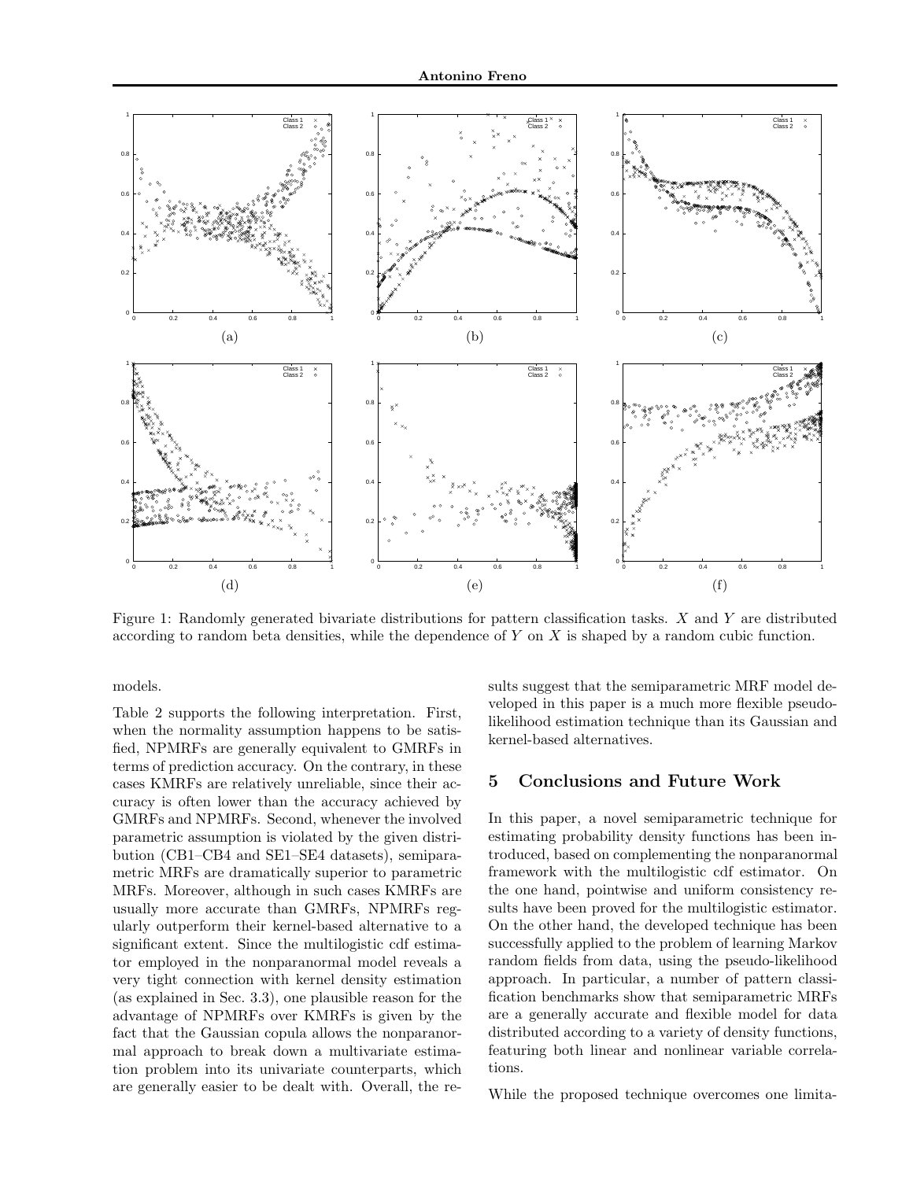Figure 1: Randomly generated bivariate distributions for pattern classification tasks. $X$ and $Y$ are distributed according to random beta densities, while the dependence of $Y$ on $X$ is shaped by a random cubic function.

models.

Table 2 supports the following interpretation. First, when the normality assumption happens to be satisfied, NPMRFs are generally equivalent to GMRFs in terms of prediction accuracy. On the contrary, in these cases KMRFs are relatively unreliable, since their accuracy is often lower than the accuracy achieved by GMRFs and NPMRFs. Second, whenever the involved parametric assumption is violated by the given distribution (CB1–CB4 and SE1–SE4 datasets), semiparametric MRFs are dramatically superior to parametric MRFs. Moreover, although in such cases KMRFs are usually more accurate than GMRFs, NPMRFs regularly outperform their kernel-based alternative to a significant extent. Since the multilogistic cdf estimator employed in the nonparanormal model reveals a very tight connection with kernel density estimation (as explained in Sec. 3.3), one plausible reason for the advantage of NPMRFs over KMRFs is given by the fact that the Gaussian copula allows the nonparanormal approach to break down a multivariate estimation problem into its univariate counterparts, which are generally easier to be dealt with. Overall, the results suggest that the semiparametric MRF model developed in this paper is a much more flexible pseudo-likelihood estimation technique than its Gaussian and kernel-based alternatives.

## 5 Conclusions and Future Work

In this paper, a novel semiparametric technique for estimating probability density functions has been introduced, based on complementing the nonparanormal framework with the multilogistic cdf estimator. On the one hand, pointwise and uniform consistency results have been proved for the multilogistic estimator. On the other hand, the developed technique has been successfully applied to the problem of learning Markov random fields from data, using the pseudo-likelihood approach. In particular, a number of pattern classification benchmarks show that semiparametric MRFs are a generally accurate and flexible model for data distributed according to a variety of density functions, featuring both linear and nonlinear variable correlations.

While the proposed technique overcomes one limita-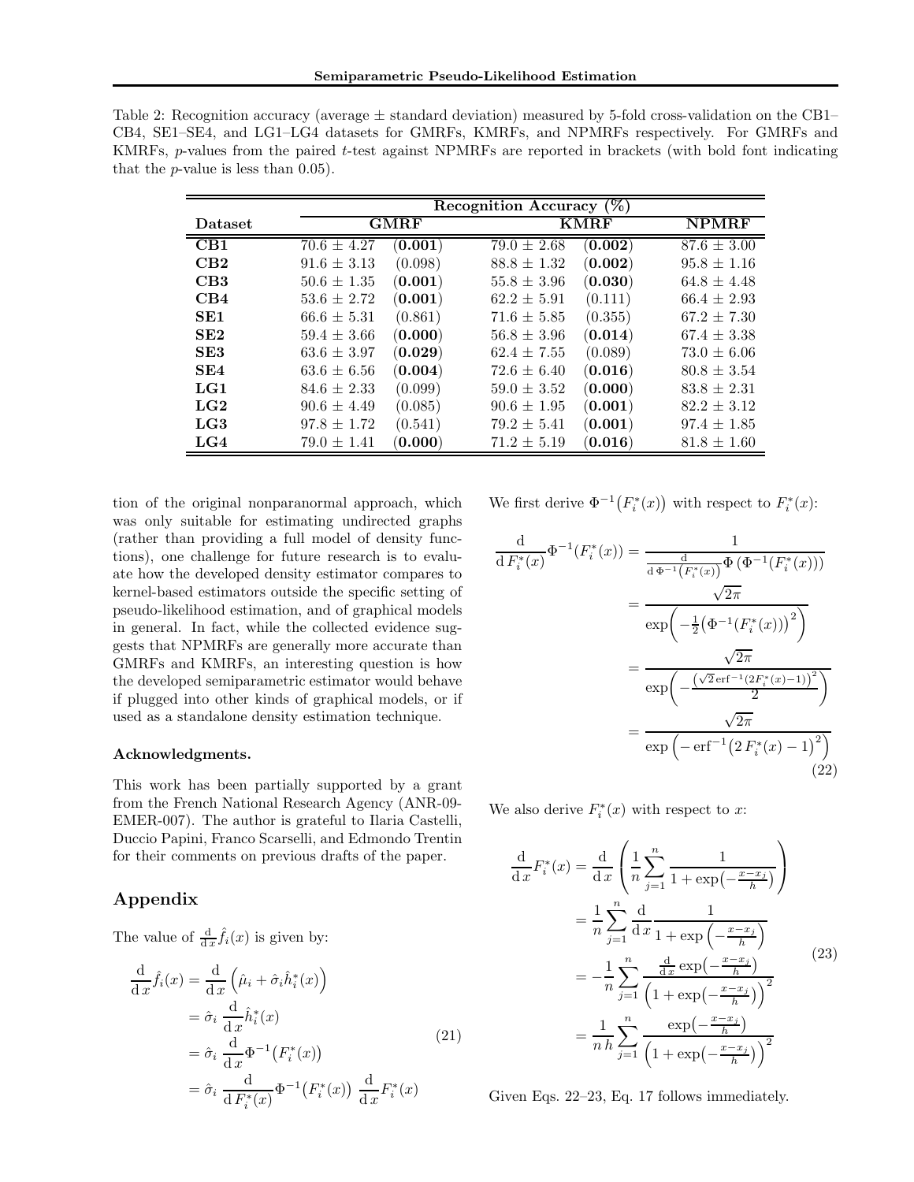Table 2: Recognition accuracy (average ± standard deviation) measured by 5-fold cross-validation on the CB1–CB4, SE1–SE4, and LG1–LG4 datasets for GMRFs, KMRFs, and NPMRFs respectively. For GMRFs and KMRFs, $p$-values from the paired $t$-test against NPMRFs are reported in brackets (with bold font indicating that the $p$-value is less than 0.05).

| Dataset | Recognition Accuracy (%) | | | | |
|---|---|---|---|---|---|
| | GMRF | | KMRF | | NPMRF |
| **CB1** | 70.6 ± 4.27 | (**0.001**) | 79.0 ± 2.68 | (**0.002**) | 87.6 ± 3.00 |
| **CB2** | 91.6 ± 3.13 | (0.098) | 88.8 ± 1.32 | (**0.002**) | 95.8 ± 1.16 |
| **CB3** | 50.6 ± 1.35 | (**0.001**) | 55.8 ± 3.96 | (**0.030**) | 64.8 ± 4.48 |
| **CB4** | 53.6 ± 2.72 | (**0.001**) | 62.2 ± 5.91 | (0.111) | 66.4 ± 2.93 |
| **SE1** | 66.6 ± 5.31 | (0.861) | 71.6 ± 5.85 | (0.355) | 67.2 ± 7.30 |
| **SE2** | 59.4 ± 3.66 | (**0.000**) | 56.8 ± 3.96 | (**0.014**) | 67.4 ± 3.38 |
| **SE3** | 63.6 ± 3.97 | (**0.029**) | 62.4 ± 7.55 | (0.089) | 73.0 ± 6.06 |
| **SE4** | 63.6 ± 6.56 | (**0.004**) | 72.6 ± 6.40 | (**0.016**) | 80.8 ± 3.54 |
| **LG1** | 84.6 ± 2.33 | (0.099) | 59.0 ± 3.52 | (**0.000**) | 83.8 ± 2.31 |
| **LG2** | 90.6 ± 4.49 | (0.085) | 90.6 ± 1.95 | (**0.001**) | 82.2 ± 3.12 |
| **LG3** | 97.8 ± 1.72 | (0.541) | 79.2 ± 5.41 | (**0.001**) | 97.4 ± 1.85 |
| **LG4** | 79.0 ± 1.41 | (**0.000**) | 71.2 ± 5.19 | (**0.016**) | 81.8 ± 1.60 |

tion of the original nonparanormal approach, which was only suitable for estimating undirected graphs (rather than providing a full model of density functions), one challenge for future research is to evaluate how the developed density estimator compares to kernel-based estimators outside the specific setting of pseudo-likelihood estimation, and of graphical models in general. In fact, while the collected evidence suggests that NPMRFs are generally more accurate than GMRFs and KMRFs, an interesting question is how the developed semiparametric estimator would behave if plugged into other kinds of graphical models, or if used as a standalone density estimation technique.

**Acknowledgments.**

This work has been partially supported by a grant from the French National Research Agency (ANR-09-EMER-007). The author is grateful to Ilaria Castelli, Duccio Papini, Franco Scarselli, and Edmondo Trentin for their comments on previous drafts of the paper.

## Appendix

The value of $\frac{\mathrm{d}}{\mathrm{d}\,x}\hat{f}_i(x)$ is given by:

$$
\begin{aligned}
\frac{\mathrm{d}}{\mathrm{d}\,x}\hat{f}_i(x) &= \frac{\mathrm{d}}{\mathrm{d}\,x}\left(\hat{\mu}_i + \hat{\sigma}_i \hat{h}_i^*(x)\right) \\
&= \hat{\sigma}_i \, \frac{\mathrm{d}}{\mathrm{d}\,x}\hat{h}_i^*(x) \\
&= \hat{\sigma}_i \, \frac{\mathrm{d}}{\mathrm{d}\,x}\Phi^{-1}\big(F_i^*(x)\big) \\
&= \hat{\sigma}_i \, \frac{\mathrm{d}}{\mathrm{d}\,F_i^*(x)}\Phi^{-1}\big(F_i^*(x)\big) \, \frac{\mathrm{d}}{\mathrm{d}\,x}F_i^*(x)
\end{aligned}
\tag{21}
$$

We first derive $\Phi^{-1}\big(F_i^*(x)\big)$ with respect to $F_i^*(x)$:

$$
\begin{aligned}
\frac{\mathrm{d}}{\mathrm{d}\,F_i^*(x)}\Phi^{-1}(F_i^*(x)) &= \frac{1}{\frac{\mathrm{d}}{\mathrm{d}\,\Phi^{-1}\left(F_i^*(x)\right)}\Phi\left(\Phi^{-1}(F_i^*(x))\right)} \\
&= \frac{\sqrt{2\pi}}{\exp\left(-\frac{1}{2}\left(\Phi^{-1}(F_i^*(x))\right)^2\right)} \\
&= \frac{\sqrt{2\pi}}{\exp\left(-\frac{\left(\sqrt{2}\,\mathrm{erf}^{-1}(2F_i^*(x)-1)\right)^2}{2}\right)} \\
&= \frac{\sqrt{2\pi}}{\exp\left(-\,\mathrm{erf}^{-1}\big(2\,F_i^*(x)-1\big)^2\right)}
\end{aligned}
\tag{22}
$$

We also derive $F_i^*(x)$ with respect to $x$:

$$
\begin{aligned}
\frac{\mathrm{d}}{\mathrm{d}\,x}F_i^*(x) &= \frac{\mathrm{d}}{\mathrm{d}\,x}\left(\frac{1}{n}\sum_{j=1}^{n}\frac{1}{1+\exp\left(-\frac{x-x_j}{h}\right)}\right) \\
&= \frac{1}{n}\sum_{j=1}^{n}\frac{\mathrm{d}}{\mathrm{d}\,x}\frac{1}{1+\exp\left(-\frac{x-x_j}{h}\right)} \\
&= -\frac{1}{n}\sum_{j=1}^{n}\frac{\frac{\mathrm{d}}{\mathrm{d}\,x}\exp\left(-\frac{x-x_j}{h}\right)}{\left(1+\exp\left(-\frac{x-x_j}{h}\right)\right)^2} \\
&= \frac{1}{n\,h}\sum_{j=1}^{n}\frac{\exp\left(-\frac{x-x_j}{h}\right)}{\left(1+\exp\left(-\frac{x-x_j}{h}\right)\right)^2}
\end{aligned}
\tag{23}
$$

Given Eqs. 22–23, Eq. 17 follows immediately.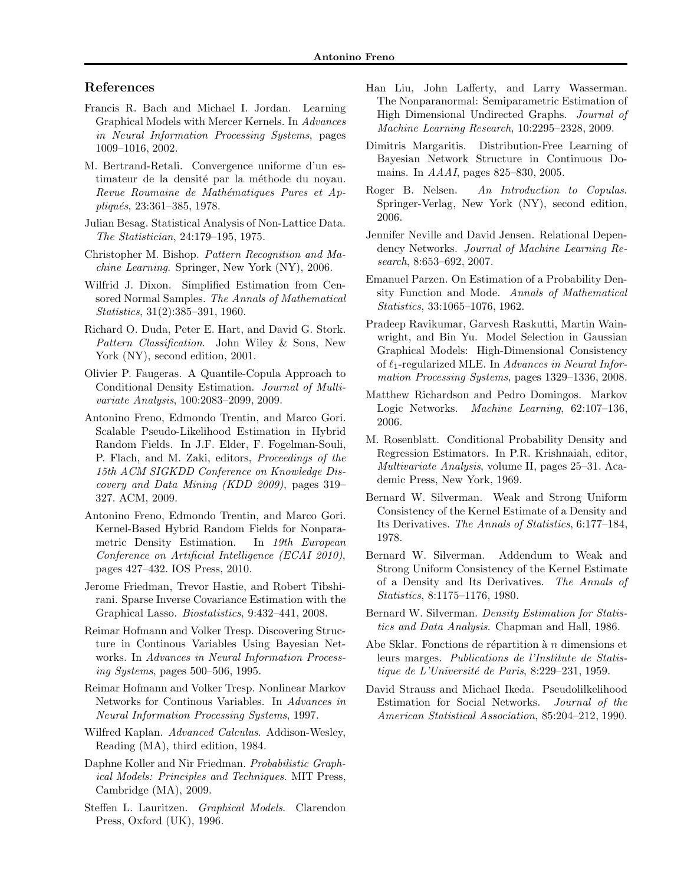## References

Francis R. Bach and Michael I. Jordan. Learning Graphical Models with Mercer Kernels. In *Advances in Neural Information Processing Systems*, pages 1009–1016, 2002.

M. Bertrand-Retali. Convergence uniforme d'un estimateur de la densité par la méthode du noyau. *Revue Roumaine de Mathématiques Pures et Appliqués*, 23:361–385, 1978.

Julian Besag. Statistical Analysis of Non-Lattice Data. *The Statistician*, 24:179–195, 1975.

Christopher M. Bishop. *Pattern Recognition and Machine Learning*. Springer, New York (NY), 2006.

Wilfrid J. Dixon. Simplified Estimation from Censored Normal Samples. *The Annals of Mathematical Statistics*, 31(2):385–391, 1960.

Richard O. Duda, Peter E. Hart, and David G. Stork. *Pattern Classification*. John Wiley & Sons, New York (NY), second edition, 2001.

Olivier P. Faugeras. A Quantile-Copula Approach to Conditional Density Estimation. *Journal of Multivariate Analysis*, 100:2083–2099, 2009.

Antonino Freno, Edmondo Trentin, and Marco Gori. Scalable Pseudo-Likelihood Estimation in Hybrid Random Fields. In J.F. Elder, F. Fogelman-Souli, P. Flach, and M. Zaki, editors, *Proceedings of the 15th ACM SIGKDD Conference on Knowledge Discovery and Data Mining (KDD 2009)*, pages 319–327. ACM, 2009.

Antonino Freno, Edmondo Trentin, and Marco Gori. Kernel-Based Hybrid Random Fields for Nonparametric Density Estimation. In *19th European Conference on Artificial Intelligence (ECAI 2010)*, pages 427–432. IOS Press, 2010.

Jerome Friedman, Trevor Hastie, and Robert Tibshirani. Sparse Inverse Covariance Estimation with the Graphical Lasso. *Biostatistics*, 9:432–441, 2008.

Reimar Hofmann and Volker Tresp. Discovering Structure in Continous Variables Using Bayesian Networks. In *Advances in Neural Information Processing Systems*, pages 500–506, 1995.

Reimar Hofmann and Volker Tresp. Nonlinear Markov Networks for Continous Variables. In *Advances in Neural Information Processing Systems*, 1997.

Wilfred Kaplan. *Advanced Calculus*. Addison-Wesley, Reading (MA), third edition, 1984.

Daphne Koller and Nir Friedman. *Probabilistic Graphical Models: Principles and Techniques*. MIT Press, Cambridge (MA), 2009.

Steffen L. Lauritzen. *Graphical Models*. Clarendon Press, Oxford (UK), 1996.

Han Liu, John Lafferty, and Larry Wasserman. The Nonparanormal: Semiparametric Estimation of High Dimensional Undirected Graphs. *Journal of Machine Learning Research*, 10:2295–2328, 2009.

Dimitris Margaritis. Distribution-Free Learning of Bayesian Network Structure in Continuous Domains. In *AAAI*, pages 825–830, 2005.

Roger B. Nelsen. *An Introduction to Copulas*. Springer-Verlag, New York (NY), second edition, 2006.

Jennifer Neville and David Jensen. Relational Dependency Networks. *Journal of Machine Learning Research*, 8:653–692, 2007.

Emanuel Parzen. On Estimation of a Probability Density Function and Mode. *Annals of Mathematical Statistics*, 33:1065–1076, 1962.

Pradeep Ravikumar, Garvesh Raskutti, Martin Wainwright, and Bin Yu. Model Selection in Gaussian Graphical Models: High-Dimensional Consistency of $\ell_1$-regularized MLE. In *Advances in Neural Information Processing Systems*, pages 1329–1336, 2008.

Matthew Richardson and Pedro Domingos. Markov Logic Networks. *Machine Learning*, 62:107–136, 2006.

M. Rosenblatt. Conditional Probability Density and Regression Estimators. In P.R. Krishnaiah, editor, *Multivariate Analysis*, volume II, pages 25–31. Academic Press, New York, 1969.

Bernard W. Silverman. Weak and Strong Uniform Consistency of the Kernel Estimate of a Density and Its Derivatives. *The Annals of Statistics*, 6:177–184, 1978.

Bernard W. Silverman. Addendum to Weak and Strong Uniform Consistency of the Kernel Estimate of a Density and Its Derivatives. *The Annals of Statistics*, 8:1175–1176, 1980.

Bernard W. Silverman. *Density Estimation for Statistics and Data Analysis*. Chapman and Hall, 1986.

Abe Sklar. Fonctions de répartition à $n$ dimensions et leurs marges. *Publications de l'Institute de Statistique de L'Université de Paris*, 8:229–231, 1959.

David Strauss and Michael Ikeda. Pseudolilkelihood Estimation for Social Networks. *Journal of the American Statistical Association*, 85:204–212, 1990.